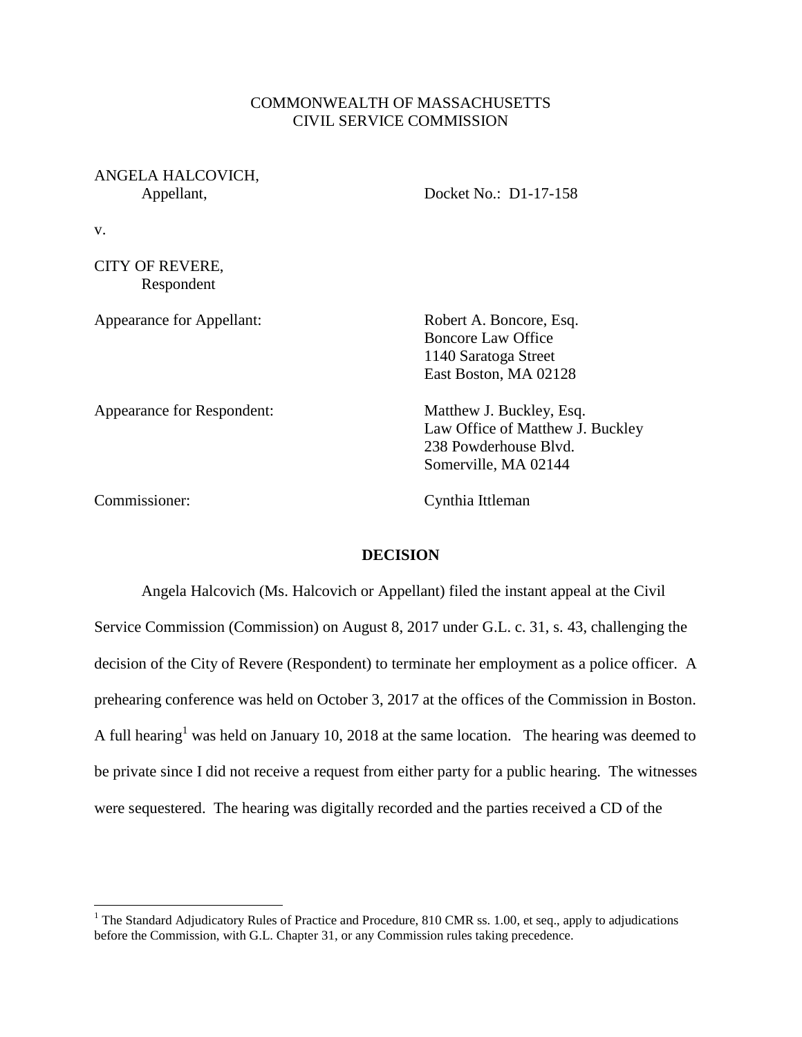COMMONWEALTH OF MASSACHUSETTS
CIVIL SERVICE COMMISSION

ANGELA HALCOVICH,
Appellant,

Docket No.: D1-17-158

v.

CITY OF REVERE,
Respondent

Appearance for Appellant: Robert A. Boncore, Esq.
Boncore Law Office
1140 Saratoga Street
East Boston, MA 02128

Appearance for Respondent: Matthew J. Buckley, Esq.
Law Office of Matthew J. Buckley
238 Powderhouse Blvd.
Somerville, MA 02144

Commissioner: Cynthia Ittleman

**DECISION**

Angela Halcovich (Ms. Halcovich or Appellant) filed the instant appeal at the Civil Service Commission (Commission) on August 8, 2017 under G.L. c. 31, s. 43, challenging the decision of the City of Revere (Respondent) to terminate her employment as a police officer. A prehearing conference was held on October 3, 2017 at the offices of the Commission in Boston. A full hearing[1] was held on January 10, 2018 at the same location. The hearing was deemed to be private since I did not receive a request from either party for a public hearing. The witnesses were sequestered. The hearing was digitally recorded and the parties received a CD of the

[1] The Standard Adjudicatory Rules of Practice and Procedure, 810 CMR ss. 1.00, et seq., apply to adjudications before the Commission, with G.L. Chapter 31, or any Commission rules taking precedence.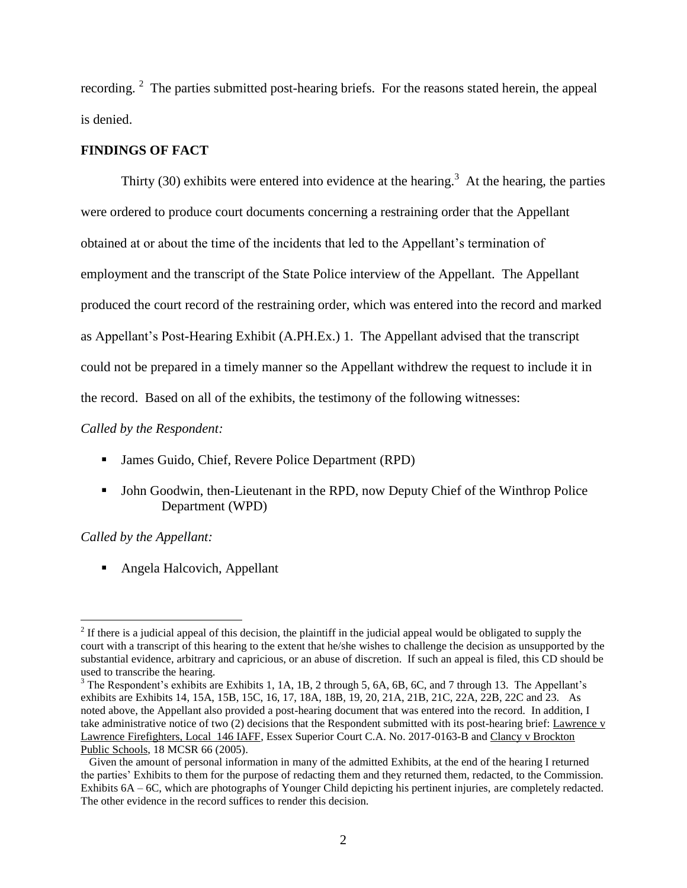recording. [2] The parties submitted post-hearing briefs. For the reasons stated herein, the appeal is denied.

## FINDINGS OF FACT

Thirty (30) exhibits were entered into evidence at the hearing.[3] At the hearing, the parties were ordered to produce court documents concerning a restraining order that the Appellant obtained at or about the time of the incidents that led to the Appellant's termination of employment and the transcript of the State Police interview of the Appellant. The Appellant produced the court record of the restraining order, which was entered into the record and marked as Appellant's Post-Hearing Exhibit (A.PH.Ex.) 1. The Appellant advised that the transcript could not be prepared in a timely manner so the Appellant withdrew the request to include it in the record. Based on all of the exhibits, the testimony of the following witnesses:

*Called by the Respondent:*

- James Guido, Chief, Revere Police Department (RPD)
- John Goodwin, then-Lieutenant in the RPD, now Deputy Chief of the Winthrop Police Department (WPD)

*Called by the Appellant:*

- Angela Halcovich, Appellant

---

[2] If there is a judicial appeal of this decision, the plaintiff in the judicial appeal would be obligated to supply the court with a transcript of this hearing to the extent that he/she wishes to challenge the decision as unsupported by the substantial evidence, arbitrary and capricious, or an abuse of discretion. If such an appeal is filed, this CD should be used to transcribe the hearing.

[3] The Respondent's exhibits are Exhibits 1, 1A, 1B, 2 through 5, 6A, 6B, 6C, and 7 through 13. The Appellant's exhibits are Exhibits 14, 15A, 15B, 15C, 16, 17, 18A, 18B, 19, 20, 21A, 21B, 21C, 22A, 22B, 22C and 23. As noted above, the Appellant also provided a post-hearing document that was entered into the record. In addition, I take administrative notice of two (2) decisions that the Respondent submitted with its post-hearing brief: Lawrence v Lawrence Firefighters, Local 146 IAFF, Essex Superior Court C.A. No. 2017-0163-B and Clancy v Brockton Public Schools, 18 MCSR 66 (2005).

Given the amount of personal information in many of the admitted Exhibits, at the end of the hearing I returned the parties' Exhibits to them for the purpose of redacting them and they returned them, redacted, to the Commission. Exhibits 6A – 6C, which are photographs of Younger Child depicting his pertinent injuries, are completely redacted. The other evidence in the record suffices to render this decision.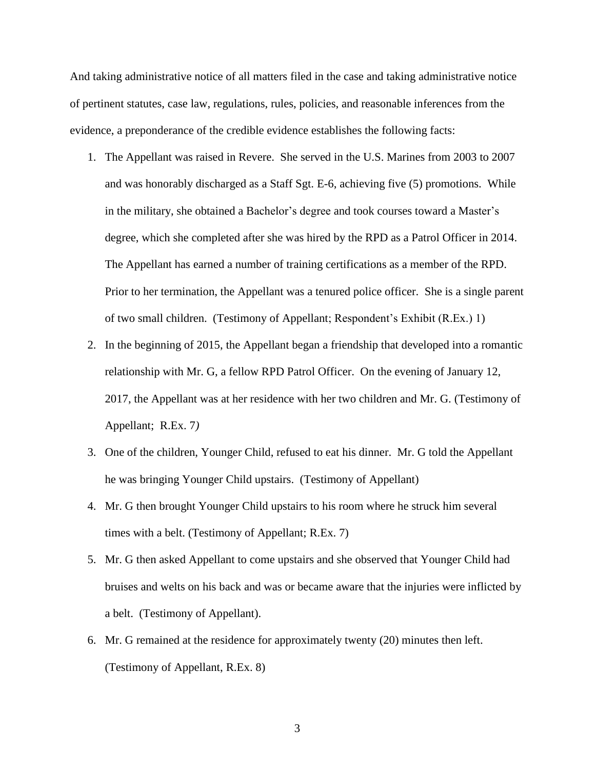And taking administrative notice of all matters filed in the case and taking administrative notice of pertinent statutes, case law, regulations, rules, policies, and reasonable inferences from the evidence, a preponderance of the credible evidence establishes the following facts:

1. The Appellant was raised in Revere. She served in the U.S. Marines from 2003 to 2007 and was honorably discharged as a Staff Sgt. E-6, achieving five (5) promotions. While in the military, she obtained a Bachelor's degree and took courses toward a Master's degree, which she completed after she was hired by the RPD as a Patrol Officer in 2014. The Appellant has earned a number of training certifications as a member of the RPD. Prior to her termination, the Appellant was a tenured police officer. She is a single parent of two small children. (Testimony of Appellant; Respondent's Exhibit (R.Ex.) 1)
2. In the beginning of 2015, the Appellant began a friendship that developed into a romantic relationship with Mr. G, a fellow RPD Patrol Officer. On the evening of January 12, 2017, the Appellant was at her residence with her two children and Mr. G. (Testimony of Appellant; R.Ex. 7*)*
3. One of the children, Younger Child, refused to eat his dinner. Mr. G told the Appellant he was bringing Younger Child upstairs. (Testimony of Appellant)
4. Mr. G then brought Younger Child upstairs to his room where he struck him several times with a belt. (Testimony of Appellant; R.Ex. 7)
5. Mr. G then asked Appellant to come upstairs and she observed that Younger Child had bruises and welts on his back and was or became aware that the injuries were inflicted by a belt. (Testimony of Appellant).
6. Mr. G remained at the residence for approximately twenty (20) minutes then left. (Testimony of Appellant, R.Ex. 8)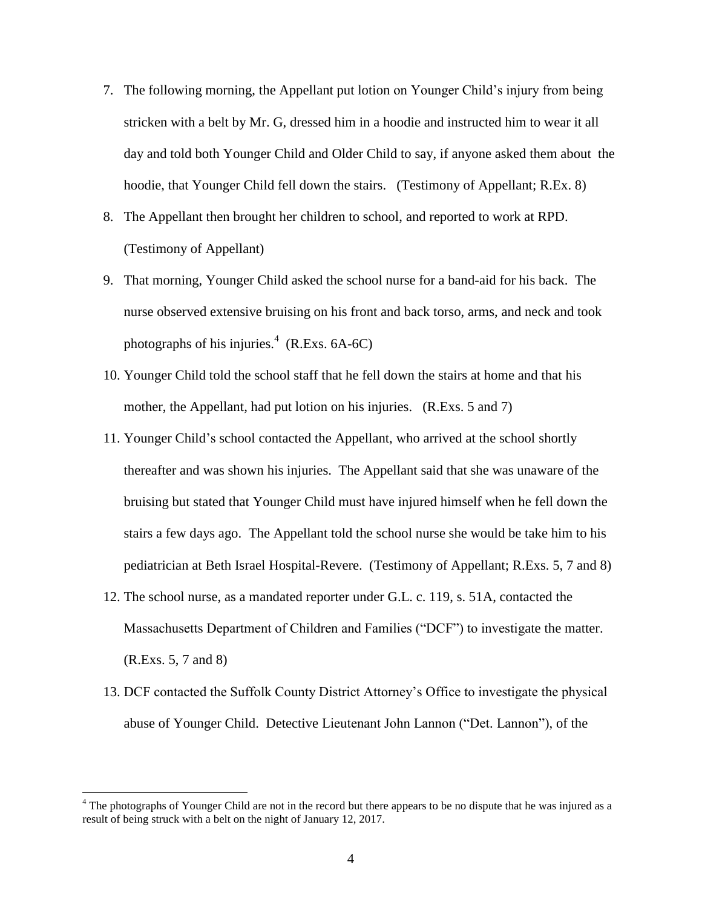7. The following morning, the Appellant put lotion on Younger Child's injury from being stricken with a belt by Mr. G, dressed him in a hoodie and instructed him to wear it all day and told both Younger Child and Older Child to say, if anyone asked them about the hoodie, that Younger Child fell down the stairs. (Testimony of Appellant; R.Ex. 8)

8. The Appellant then brought her children to school, and reported to work at RPD. (Testimony of Appellant)

9. That morning, Younger Child asked the school nurse for a band-aid for his back. The nurse observed extensive bruising on his front and back torso, arms, and neck and took photographs of his injuries.[4] (R.Exs. 6A-6C)

10. Younger Child told the school staff that he fell down the stairs at home and that his mother, the Appellant, had put lotion on his injuries. (R.Exs. 5 and 7)

11. Younger Child's school contacted the Appellant, who arrived at the school shortly thereafter and was shown his injuries. The Appellant said that she was unaware of the bruising but stated that Younger Child must have injured himself when he fell down the stairs a few days ago. The Appellant told the school nurse she would be take him to his pediatrician at Beth Israel Hospital-Revere. (Testimony of Appellant; R.Exs. 5, 7 and 8)

12. The school nurse, as a mandated reporter under G.L. c. 119, s. 51A, contacted the Massachusetts Department of Children and Families ("DCF") to investigate the matter. (R.Exs. 5, 7 and 8)

13. DCF contacted the Suffolk County District Attorney's Office to investigate the physical abuse of Younger Child. Detective Lieutenant John Lannon ("Det. Lannon"), of the

[4] The photographs of Younger Child are not in the record but there appears to be no dispute that he was injured as a result of being struck with a belt on the night of January 12, 2017.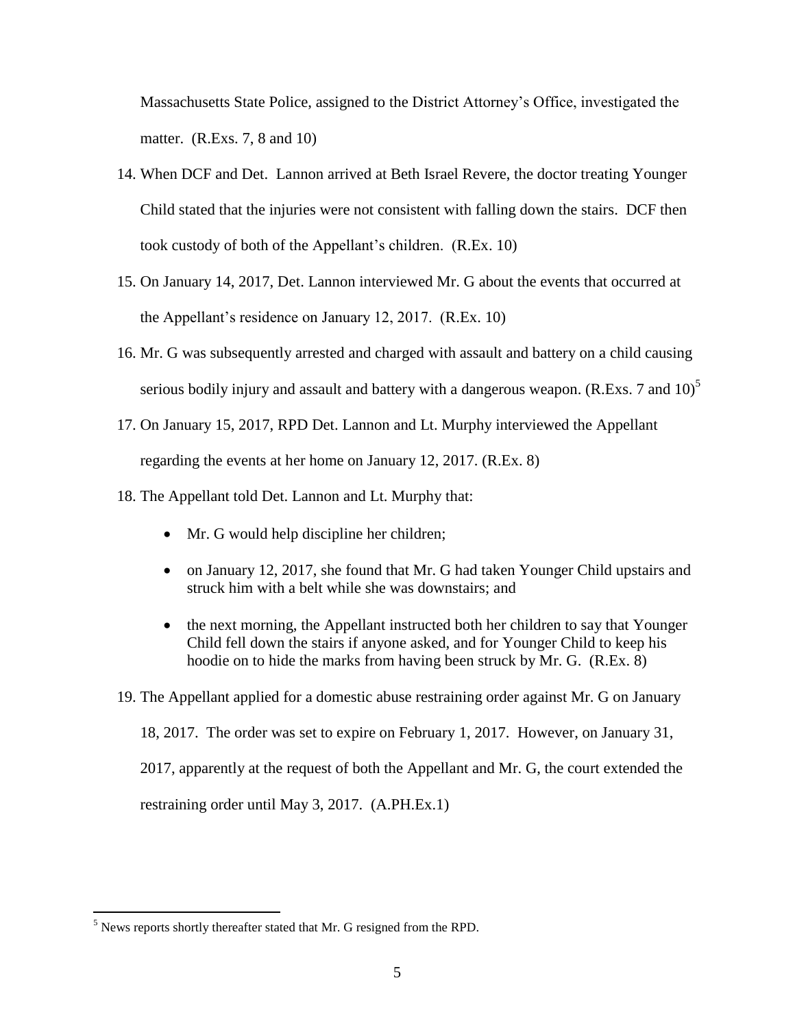Massachusetts State Police, assigned to the District Attorney's Office, investigated the matter. (R.Exs. 7, 8 and 10)

14. When DCF and Det. Lannon arrived at Beth Israel Revere, the doctor treating Younger Child stated that the injuries were not consistent with falling down the stairs. DCF then took custody of both of the Appellant's children. (R.Ex. 10)

15. On January 14, 2017, Det. Lannon interviewed Mr. G about the events that occurred at the Appellant's residence on January 12, 2017. (R.Ex. 10)

16. Mr. G was subsequently arrested and charged with assault and battery on a child causing serious bodily injury and assault and battery with a dangerous weapon. (R.Exs. 7 and 10)[5]

17. On January 15, 2017, RPD Det. Lannon and Lt. Murphy interviewed the Appellant regarding the events at her home on January 12, 2017. (R.Ex. 8)

18. The Appellant told Det. Lannon and Lt. Murphy that:

    - Mr. G would help discipline her children;
    - on January 12, 2017, she found that Mr. G had taken Younger Child upstairs and struck him with a belt while she was downstairs; and
    - the next morning, the Appellant instructed both her children to say that Younger Child fell down the stairs if anyone asked, and for Younger Child to keep his hoodie on to hide the marks from having been struck by Mr. G. (R.Ex. 8)

19. The Appellant applied for a domestic abuse restraining order against Mr. G on January 18, 2017. The order was set to expire on February 1, 2017. However, on January 31, 2017, apparently at the request of both the Appellant and Mr. G, the court extended the restraining order until May 3, 2017. (A.PH.Ex.1)

---

[5] News reports shortly thereafter stated that Mr. G resigned from the RPD.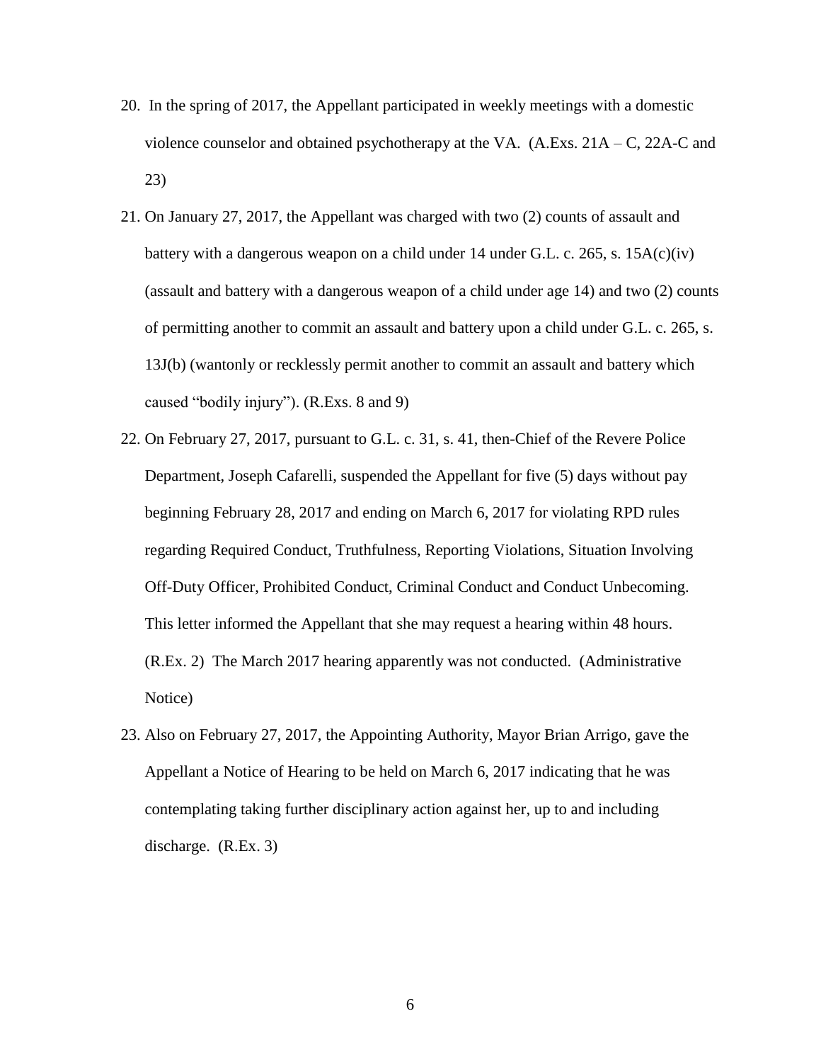20. In the spring of 2017, the Appellant participated in weekly meetings with a domestic violence counselor and obtained psychotherapy at the VA. (A.Exs. 21A – C, 22A-C and 23)

21. On January 27, 2017, the Appellant was charged with two (2) counts of assault and battery with a dangerous weapon on a child under 14 under G.L. c. 265, s. 15A(c)(iv) (assault and battery with a dangerous weapon of a child under age 14) and two (2) counts of permitting another to commit an assault and battery upon a child under G.L. c. 265, s. 13J(b) (wantonly or recklessly permit another to commit an assault and battery which caused "bodily injury"). (R.Exs. 8 and 9)

22. On February 27, 2017, pursuant to G.L. c. 31, s. 41, then-Chief of the Revere Police Department, Joseph Cafarelli, suspended the Appellant for five (5) days without pay beginning February 28, 2017 and ending on March 6, 2017 for violating RPD rules regarding Required Conduct, Truthfulness, Reporting Violations, Situation Involving Off-Duty Officer, Prohibited Conduct, Criminal Conduct and Conduct Unbecoming. This letter informed the Appellant that she may request a hearing within 48 hours. (R.Ex. 2) The March 2017 hearing apparently was not conducted. (Administrative Notice)

23. Also on February 27, 2017, the Appointing Authority, Mayor Brian Arrigo, gave the Appellant a Notice of Hearing to be held on March 6, 2017 indicating that he was contemplating taking further disciplinary action against her, up to and including discharge. (R.Ex. 3)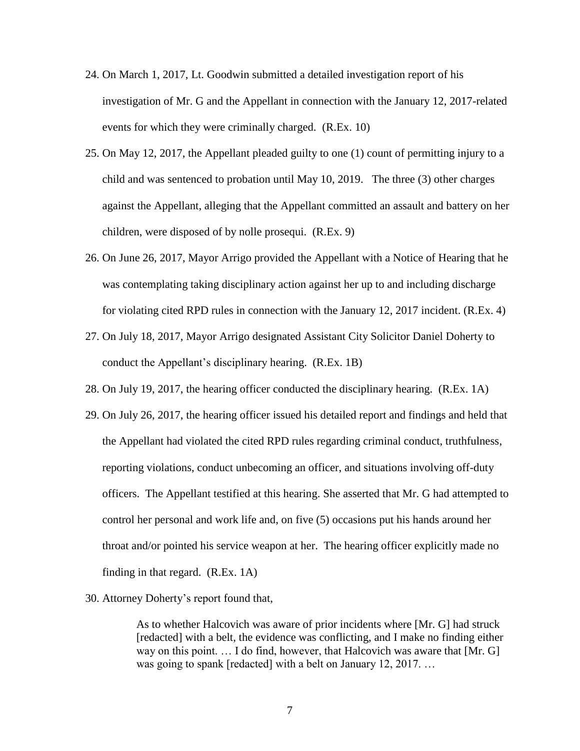24. On March 1, 2017, Lt. Goodwin submitted a detailed investigation report of his investigation of Mr. G and the Appellant in connection with the January 12, 2017-related events for which they were criminally charged. (R.Ex. 10)

25. On May 12, 2017, the Appellant pleaded guilty to one (1) count of permitting injury to a child and was sentenced to probation until May 10, 2019. The three (3) other charges against the Appellant, alleging that the Appellant committed an assault and battery on her children, were disposed of by nolle prosequi. (R.Ex. 9)

26. On June 26, 2017, Mayor Arrigo provided the Appellant with a Notice of Hearing that he was contemplating taking disciplinary action against her up to and including discharge for violating cited RPD rules in connection with the January 12, 2017 incident. (R.Ex. 4)

27. On July 18, 2017, Mayor Arrigo designated Assistant City Solicitor Daniel Doherty to conduct the Appellant's disciplinary hearing. (R.Ex. 1B)

28. On July 19, 2017, the hearing officer conducted the disciplinary hearing. (R.Ex. 1A)

29. On July 26, 2017, the hearing officer issued his detailed report and findings and held that the Appellant had violated the cited RPD rules regarding criminal conduct, truthfulness, reporting violations, conduct unbecoming an officer, and situations involving off-duty officers. The Appellant testified at this hearing. She asserted that Mr. G had attempted to control her personal and work life and, on five (5) occasions put his hands around her throat and/or pointed his service weapon at her. The hearing officer explicitly made no finding in that regard. (R.Ex. 1A)

30. Attorney Doherty's report found that,

> As to whether Halcovich was aware of prior incidents where [Mr. G] had struck [redacted] with a belt, the evidence was conflicting, and I make no finding either way on this point. … I do find, however, that Halcovich was aware that [Mr. G] was going to spank [redacted] with a belt on January 12, 2017. …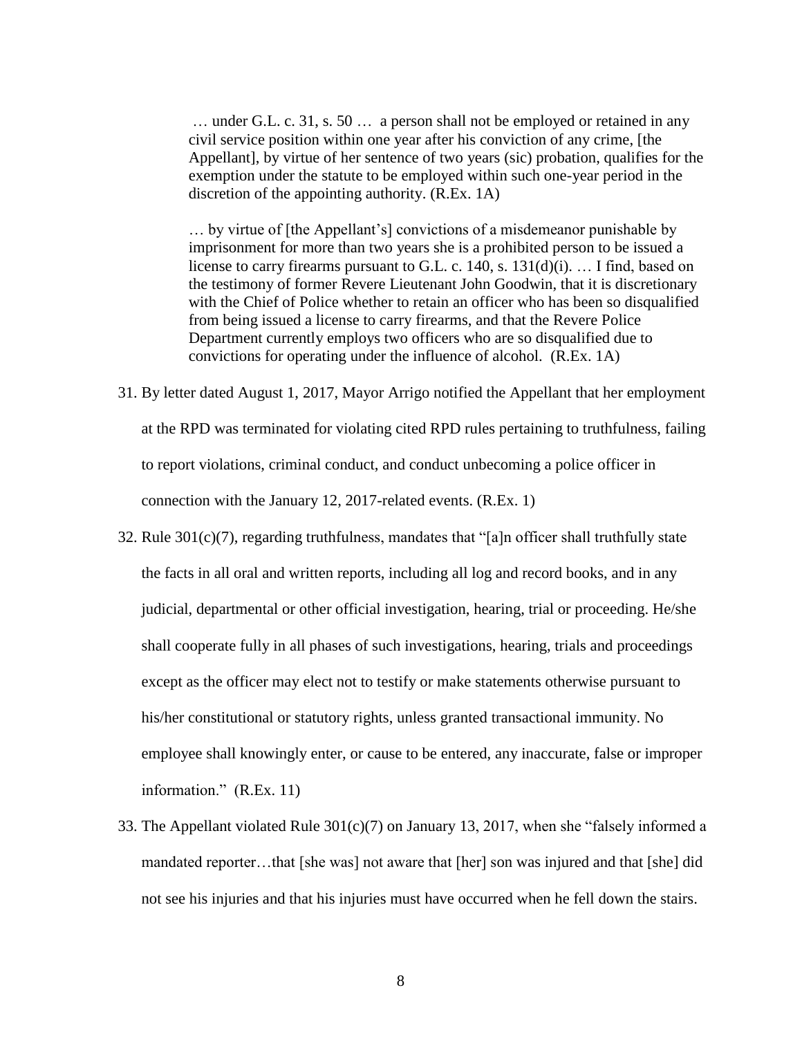> … under G.L. c. 31, s. 50 … a person shall not be employed or retained in any civil service position within one year after his conviction of any crime, [the Appellant], by virtue of her sentence of two years (sic) probation, qualifies for the exemption under the statute to be employed within such one-year period in the discretion of the appointing authority. (R.Ex. 1A)
>
> … by virtue of [the Appellant's] convictions of a misdemeanor punishable by imprisonment for more than two years she is a prohibited person to be issued a license to carry firearms pursuant to G.L. c. 140, s. 131(d)(i). … I find, based on the testimony of former Revere Lieutenant John Goodwin, that it is discretionary with the Chief of Police whether to retain an officer who has been so disqualified from being issued a license to carry firearms, and that the Revere Police Department currently employs two officers who are so disqualified due to convictions for operating under the influence of alcohol. (R.Ex. 1A)

31. By letter dated August 1, 2017, Mayor Arrigo notified the Appellant that her employment at the RPD was terminated for violating cited RPD rules pertaining to truthfulness, failing to report violations, criminal conduct, and conduct unbecoming a police officer in connection with the January 12, 2017-related events. (R.Ex. 1)

32. Rule 301(c)(7), regarding truthfulness, mandates that "[a]n officer shall truthfully state the facts in all oral and written reports, including all log and record books, and in any judicial, departmental or other official investigation, hearing, trial or proceeding. He/she shall cooperate fully in all phases of such investigations, hearing, trials and proceedings except as the officer may elect not to testify or make statements otherwise pursuant to his/her constitutional or statutory rights, unless granted transactional immunity. No employee shall knowingly enter, or cause to be entered, any inaccurate, false or improper information." (R.Ex. 11)

33. The Appellant violated Rule 301(c)(7) on January 13, 2017, when she "falsely informed a mandated reporter…that [she was] not aware that [her] son was injured and that [she] did not see his injuries and that his injuries must have occurred when he fell down the stairs.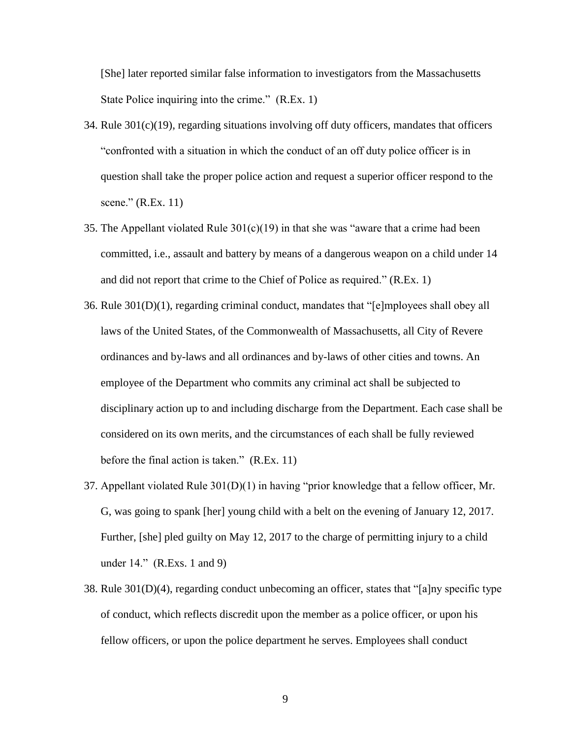[She] later reported similar false information to investigators from the Massachusetts State Police inquiring into the crime." (R.Ex. 1)

34. Rule 301(c)(19), regarding situations involving off duty officers, mandates that officers "confronted with a situation in which the conduct of an off duty police officer is in question shall take the proper police action and request a superior officer respond to the scene." (R.Ex. 11)
35. The Appellant violated Rule 301(c)(19) in that she was "aware that a crime had been committed, i.e., assault and battery by means of a dangerous weapon on a child under 14 and did not report that crime to the Chief of Police as required." (R.Ex. 1)
36. Rule 301(D)(1), regarding criminal conduct, mandates that "[e]mployees shall obey all laws of the United States, of the Commonwealth of Massachusetts, all City of Revere ordinances and by-laws and all ordinances and by-laws of other cities and towns. An employee of the Department who commits any criminal act shall be subjected to disciplinary action up to and including discharge from the Department. Each case shall be considered on its own merits, and the circumstances of each shall be fully reviewed before the final action is taken." (R.Ex. 11)
37. Appellant violated Rule 301(D)(1) in having "prior knowledge that a fellow officer, Mr. G, was going to spank [her] young child with a belt on the evening of January 12, 2017. Further, [she] pled guilty on May 12, 2017 to the charge of permitting injury to a child under 14." (R.Exs. 1 and 9)
38. Rule 301(D)(4), regarding conduct unbecoming an officer, states that "[a]ny specific type of conduct, which reflects discredit upon the member as a police officer, or upon his fellow officers, or upon the police department he serves. Employees shall conduct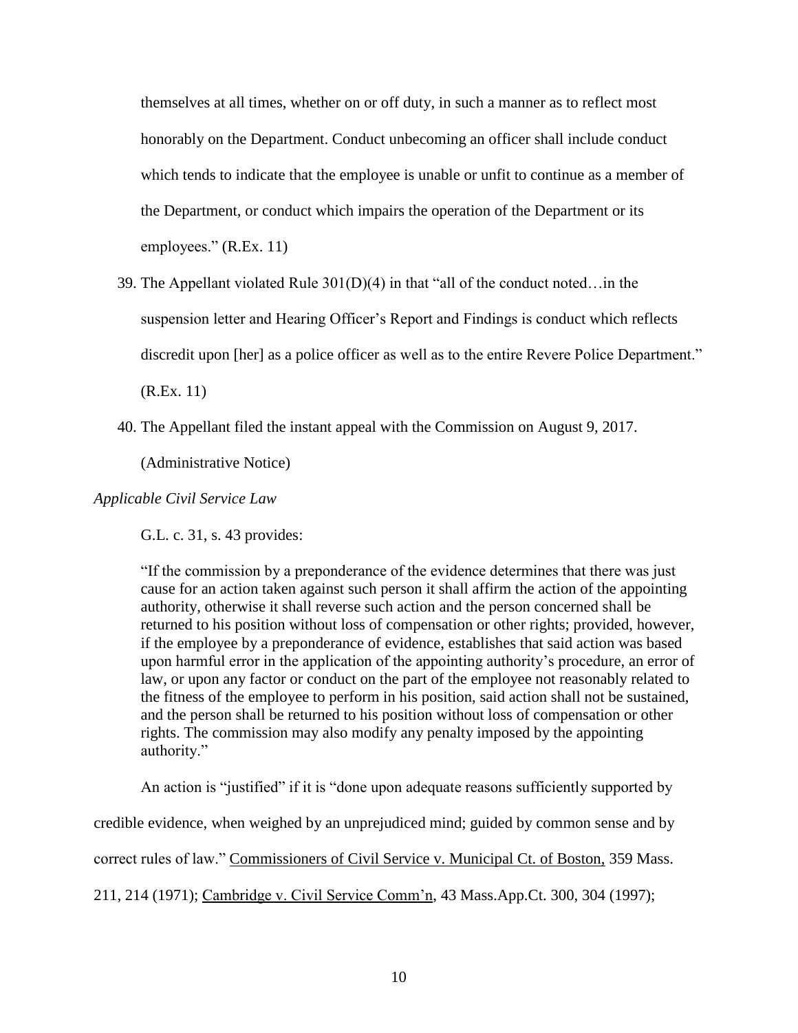themselves at all times, whether on or off duty, in such a manner as to reflect most honorably on the Department. Conduct unbecoming an officer shall include conduct which tends to indicate that the employee is unable or unfit to continue as a member of the Department, or conduct which impairs the operation of the Department or its employees." (R.Ex. 11)

39. The Appellant violated Rule 301(D)(4) in that "all of the conduct noted…in the suspension letter and Hearing Officer's Report and Findings is conduct which reflects discredit upon [her] as a police officer as well as to the entire Revere Police Department." (R.Ex. 11)

40. The Appellant filed the instant appeal with the Commission on August 9, 2017. (Administrative Notice)

*Applicable Civil Service Law*

G.L. c. 31, s. 43 provides:

> "If the commission by a preponderance of the evidence determines that there was just cause for an action taken against such person it shall affirm the action of the appointing authority, otherwise it shall reverse such action and the person concerned shall be returned to his position without loss of compensation or other rights; provided, however, if the employee by a preponderance of evidence, establishes that said action was based upon harmful error in the application of the appointing authority's procedure, an error of law, or upon any factor or conduct on the part of the employee not reasonably related to the fitness of the employee to perform in his position, said action shall not be sustained, and the person shall be returned to his position without loss of compensation or other rights. The commission may also modify any penalty imposed by the appointing authority."

An action is "justified" if it is "done upon adequate reasons sufficiently supported by credible evidence, when weighed by an unprejudiced mind; guided by common sense and by correct rules of law." Commissioners of Civil Service v. Municipal Ct. of Boston, 359 Mass. 211, 214 (1971); Cambridge v. Civil Service Comm'n, 43 Mass.App.Ct. 300, 304 (1997);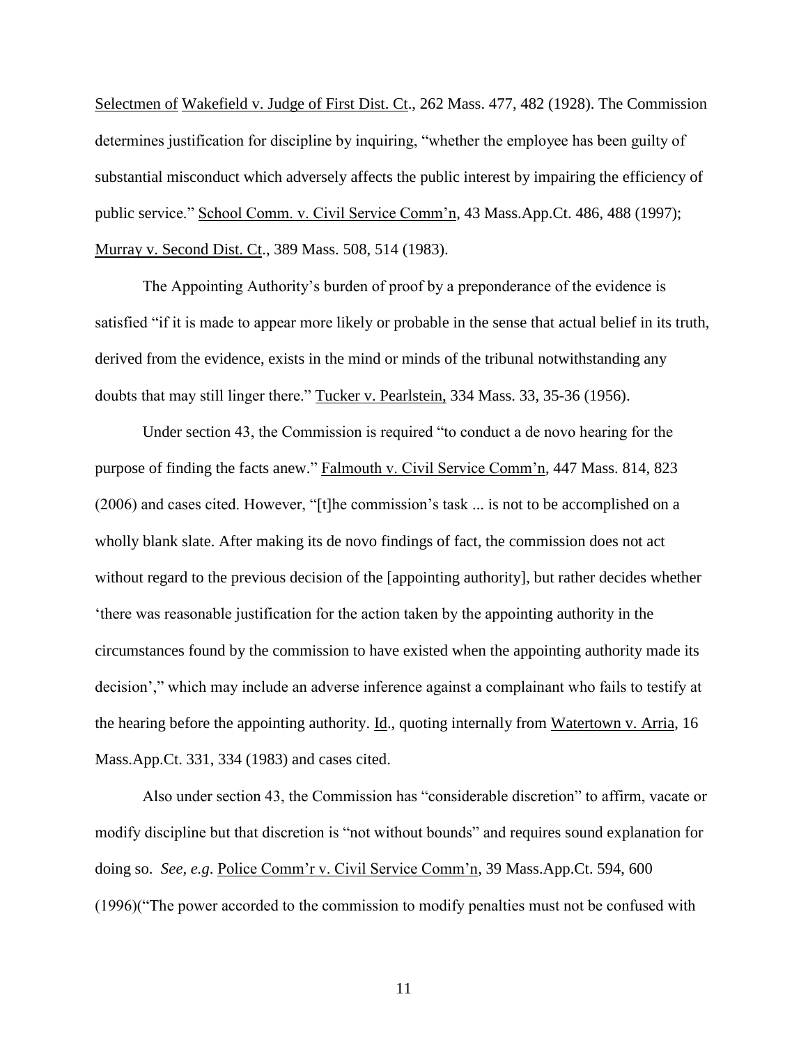Selectmen of Wakefield v. Judge of First Dist. Ct., 262 Mass. 477, 482 (1928). The Commission determines justification for discipline by inquiring, "whether the employee has been guilty of substantial misconduct which adversely affects the public interest by impairing the efficiency of public service." School Comm. v. Civil Service Comm'n, 43 Mass.App.Ct. 486, 488 (1997); Murray v. Second Dist. Ct., 389 Mass. 508, 514 (1983).

The Appointing Authority's burden of proof by a preponderance of the evidence is satisfied "if it is made to appear more likely or probable in the sense that actual belief in its truth, derived from the evidence, exists in the mind or minds of the tribunal notwithstanding any doubts that may still linger there." Tucker v. Pearlstein, 334 Mass. 33, 35-36 (1956).

Under section 43, the Commission is required "to conduct a de novo hearing for the purpose of finding the facts anew." Falmouth v. Civil Service Comm'n, 447 Mass. 814, 823 (2006) and cases cited. However, "[t]he commission's task ... is not to be accomplished on a wholly blank slate. After making its de novo findings of fact, the commission does not act without regard to the previous decision of the [appointing authority], but rather decides whether 'there was reasonable justification for the action taken by the appointing authority in the circumstances found by the commission to have existed when the appointing authority made its decision'," which may include an adverse inference against a complainant who fails to testify at the hearing before the appointing authority. Id., quoting internally from Watertown v. Arria, 16 Mass.App.Ct. 331, 334 (1983) and cases cited.

Also under section 43, the Commission has "considerable discretion" to affirm, vacate or modify discipline but that discretion is "not without bounds" and requires sound explanation for doing so. *See, e.g*. Police Comm'r v. Civil Service Comm'n, 39 Mass.App.Ct. 594, 600 (1996)("The power accorded to the commission to modify penalties must not be confused with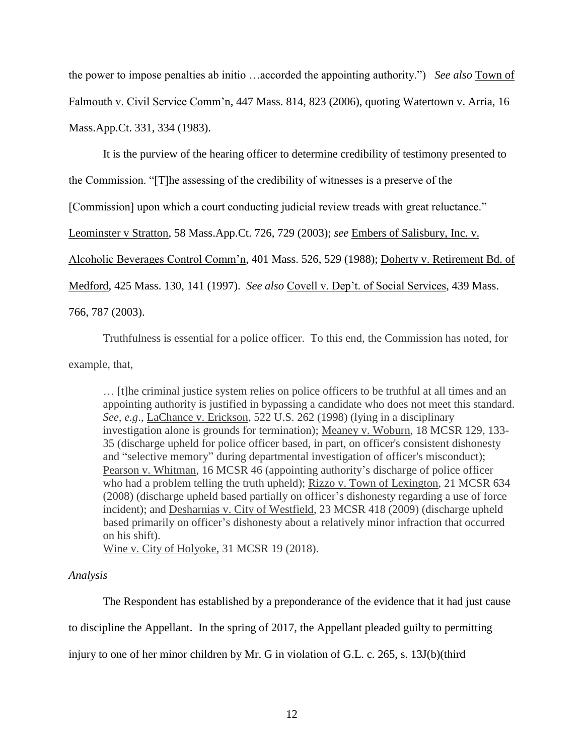the power to impose penalties ab initio …accorded the appointing authority.") *See also* Town of Falmouth v. Civil Service Comm'n, 447 Mass. 814, 823 (2006), quoting Watertown v. Arria, 16 Mass.App.Ct. 331, 334 (1983).

It is the purview of the hearing officer to determine credibility of testimony presented to the Commission. "[T]he assessing of the credibility of witnesses is a preserve of the [Commission] upon which a court conducting judicial review treads with great reluctance." Leominster v Stratton, 58 Mass.App.Ct. 726, 729 (2003); *see* Embers of Salisbury, Inc. v. Alcoholic Beverages Control Comm'n, 401 Mass. 526, 529 (1988); Doherty v. Retirement Bd. of Medford, 425 Mass. 130, 141 (1997). *See also* Covell v. Dep't. of Social Services, 439 Mass. 766, 787 (2003).

Truthfulness is essential for a police officer. To this end, the Commission has noted, for example, that,

> … [t]he criminal justice system relies on police officers to be truthful at all times and an appointing authority is justified in bypassing a candidate who does not meet this standard. *See, e.g*., LaChance v. Erickson, 522 U.S. 262 (1998) (lying in a disciplinary investigation alone is grounds for termination); Meaney v. Woburn, 18 MCSR 129, 133-35 (discharge upheld for police officer based, in part, on officer's consistent dishonesty and "selective memory" during departmental investigation of officer's misconduct); Pearson v. Whitman, 16 MCSR 46 (appointing authority's discharge of police officer who had a problem telling the truth upheld); Rizzo v. Town of Lexington, 21 MCSR 634 (2008) (discharge upheld based partially on officer's dishonesty regarding a use of force incident); and Desharnias v. City of Westfield, 23 MCSR 418 (2009) (discharge upheld based primarily on officer's dishonesty about a relatively minor infraction that occurred on his shift).
> Wine v. City of Holyoke, 31 MCSR 19 (2018).

*Analysis*

The Respondent has established by a preponderance of the evidence that it had just cause to discipline the Appellant. In the spring of 2017, the Appellant pleaded guilty to permitting injury to one of her minor children by Mr. G in violation of G.L. c. 265, s. 13J(b)(third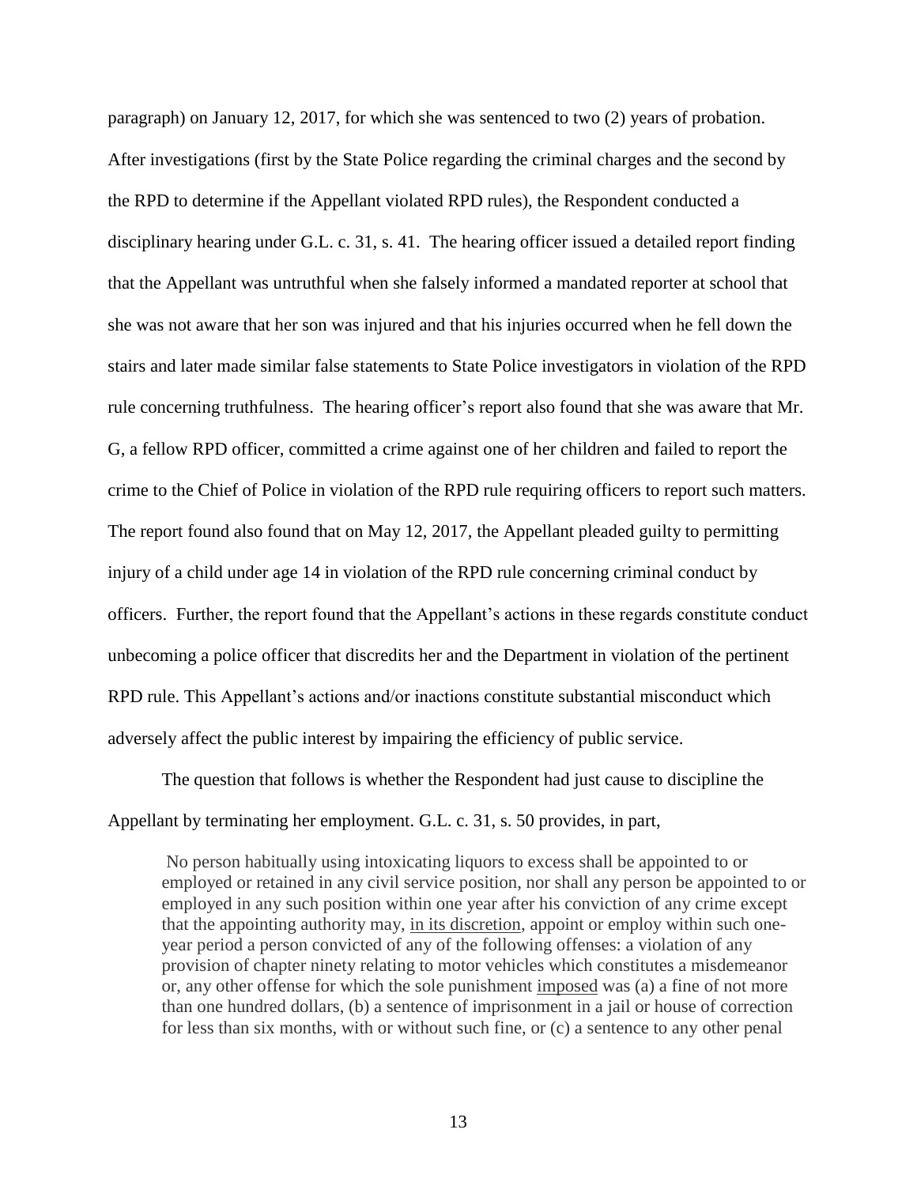paragraph) on January 12, 2017, for which she was sentenced to two (2) years of probation. After investigations (first by the State Police regarding the criminal charges and the second by the RPD to determine if the Appellant violated RPD rules), the Respondent conducted a disciplinary hearing under G.L. c. 31, s. 41. The hearing officer issued a detailed report finding that the Appellant was untruthful when she falsely informed a mandated reporter at school that she was not aware that her son was injured and that his injuries occurred when he fell down the stairs and later made similar false statements to State Police investigators in violation of the RPD rule concerning truthfulness. The hearing officer's report also found that she was aware that Mr. G, a fellow RPD officer, committed a crime against one of her children and failed to report the crime to the Chief of Police in violation of the RPD rule requiring officers to report such matters. The report found also found that on May 12, 2017, the Appellant pleaded guilty to permitting injury of a child under age 14 in violation of the RPD rule concerning criminal conduct by officers. Further, the report found that the Appellant's actions in these regards constitute conduct unbecoming a police officer that discredits her and the Department in violation of the pertinent RPD rule. This Appellant's actions and/or inactions constitute substantial misconduct which adversely affect the public interest by impairing the efficiency of public service.

The question that follows is whether the Respondent had just cause to discipline the Appellant by terminating her employment. G.L. c. 31, s. 50 provides, in part,

> No person habitually using intoxicating liquors to excess shall be appointed to or employed or retained in any civil service position, nor shall any person be appointed to or employed in any such position within one year after his conviction of any crime except that the appointing authority may, <u>in its discretion</u>, appoint or employ within such one-year period a person convicted of any of the following offenses: a violation of any provision of chapter ninety relating to motor vehicles which constitutes a misdemeanor or, any other offense for which the sole punishment <u>imposed</u> was (a) a fine of not more than one hundred dollars, (b) a sentence of imprisonment in a jail or house of correction for less than six months, with or without such fine, or (c) a sentence to any other penal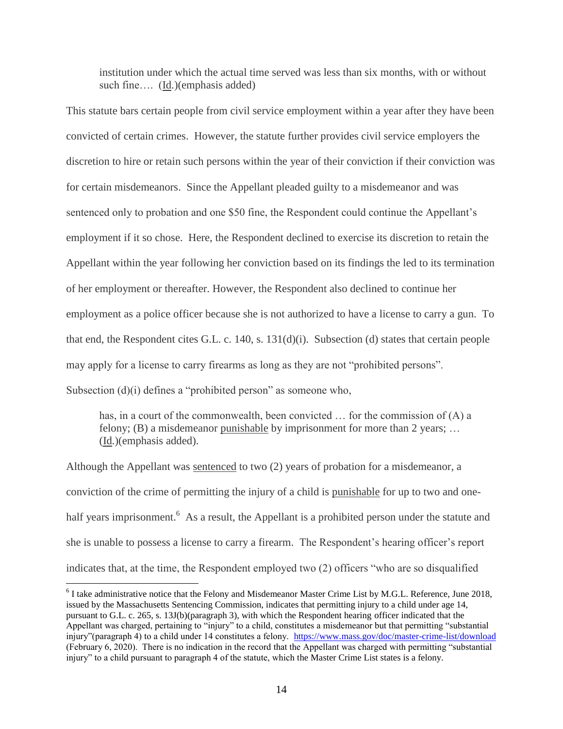> institution under which the actual time served was less than six months, with or without such fine…. (Id.)(emphasis added)

This statute bars certain people from civil service employment within a year after they have been convicted of certain crimes. However, the statute further provides civil service employers the discretion to hire or retain such persons within the year of their conviction if their conviction was for certain misdemeanors. Since the Appellant pleaded guilty to a misdemeanor and was sentenced only to probation and one $50 fine, the Respondent could continue the Appellant's employment if it so chose. Here, the Respondent declined to exercise its discretion to retain the Appellant within the year following her conviction based on its findings the led to its termination of her employment or thereafter. However, the Respondent also declined to continue her employment as a police officer because she is not authorized to have a license to carry a gun. To that end, the Respondent cites G.L. c. 140, s. 131(d)(i). Subsection (d) states that certain people may apply for a license to carry firearms as long as they are not "prohibited persons". Subsection (d)(i) defines a "prohibited person" as someone who,

> has, in a court of the commonwealth, been convicted … for the commission of (A) a felony; (B) a misdemeanor punishable by imprisonment for more than 2 years; … (Id.)(emphasis added).

Although the Appellant was sentenced to two (2) years of probation for a misdemeanor, a conviction of the crime of permitting the injury of a child is punishable for up to two and one-half years imprisonment.[6] As a result, the Appellant is a prohibited person under the statute and she is unable to possess a license to carry a firearm. The Respondent's hearing officer's report indicates that, at the time, the Respondent employed two (2) officers "who are so disqualified

---

[6] I take administrative notice that the Felony and Misdemeanor Master Crime List by M.G.L. Reference, June 2018, issued by the Massachusetts Sentencing Commission, indicates that permitting injury to a child under age 14, pursuant to G.L. c. 265, s. 13J(b)(paragraph 3), with which the Respondent hearing officer indicated that the Appellant was charged, pertaining to "injury" to a child, constitutes a misdemeanor but that permitting "substantial injury"(paragraph 4) to a child under 14 constitutes a felony. https://www.mass.gov/doc/master-crime-list/download (February 6, 2020). There is no indication in the record that the Appellant was charged with permitting "substantial injury" to a child pursuant to paragraph 4 of the statute, which the Master Crime List states is a felony.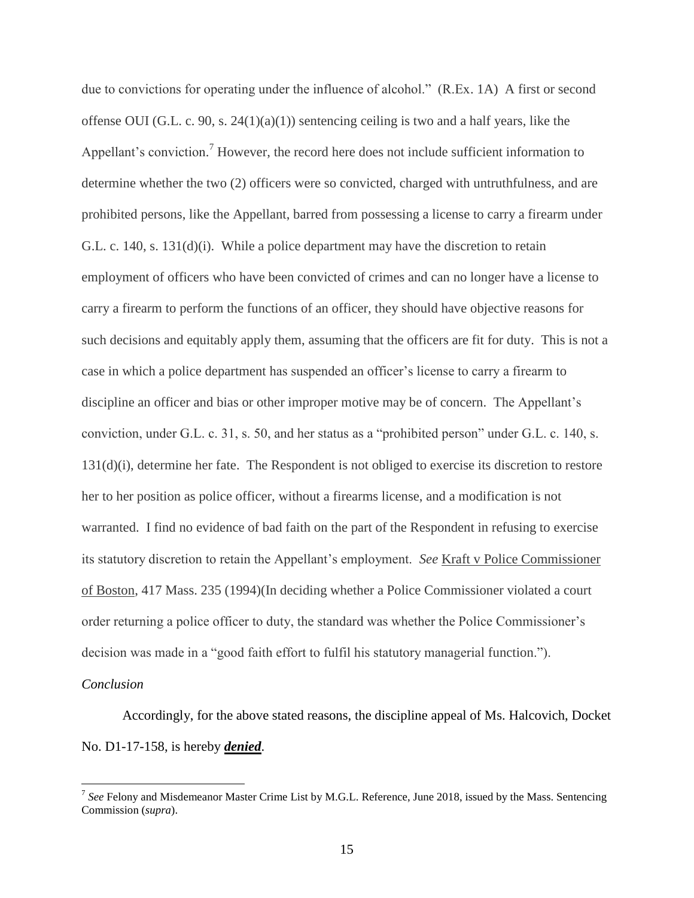due to convictions for operating under the influence of alcohol." (R.Ex. 1A) A first or second offense OUI (G.L. c. 90, s. 24(1)(a)(1)) sentencing ceiling is two and a half years, like the Appellant's conviction.[7] However, the record here does not include sufficient information to determine whether the two (2) officers were so convicted, charged with untruthfulness, and are prohibited persons, like the Appellant, barred from possessing a license to carry a firearm under G.L. c. 140, s. 131(d)(i). While a police department may have the discretion to retain employment of officers who have been convicted of crimes and can no longer have a license to carry a firearm to perform the functions of an officer, they should have objective reasons for such decisions and equitably apply them, assuming that the officers are fit for duty. This is not a case in which a police department has suspended an officer's license to carry a firearm to discipline an officer and bias or other improper motive may be of concern. The Appellant's conviction, under G.L. c. 31, s. 50, and her status as a "prohibited person" under G.L. c. 140, s. 131(d)(i), determine her fate. The Respondent is not obliged to exercise its discretion to restore her to her position as police officer, without a firearms license, and a modification is not warranted. I find no evidence of bad faith on the part of the Respondent in refusing to exercise its statutory discretion to retain the Appellant's employment. *See* Kraft v Police Commissioner of Boston, 417 Mass. 235 (1994)(In deciding whether a Police Commissioner violated a court order returning a police officer to duty, the standard was whether the Police Commissioner's decision was made in a "good faith effort to fulfil his statutory managerial function.").

*Conclusion*

Accordingly, for the above stated reasons, the discipline appeal of Ms. Halcovich, Docket No. D1-17-158, is hereby ***denied***.

[7] *See* Felony and Misdemeanor Master Crime List by M.G.L. Reference, June 2018, issued by the Mass. Sentencing Commission (*supra*).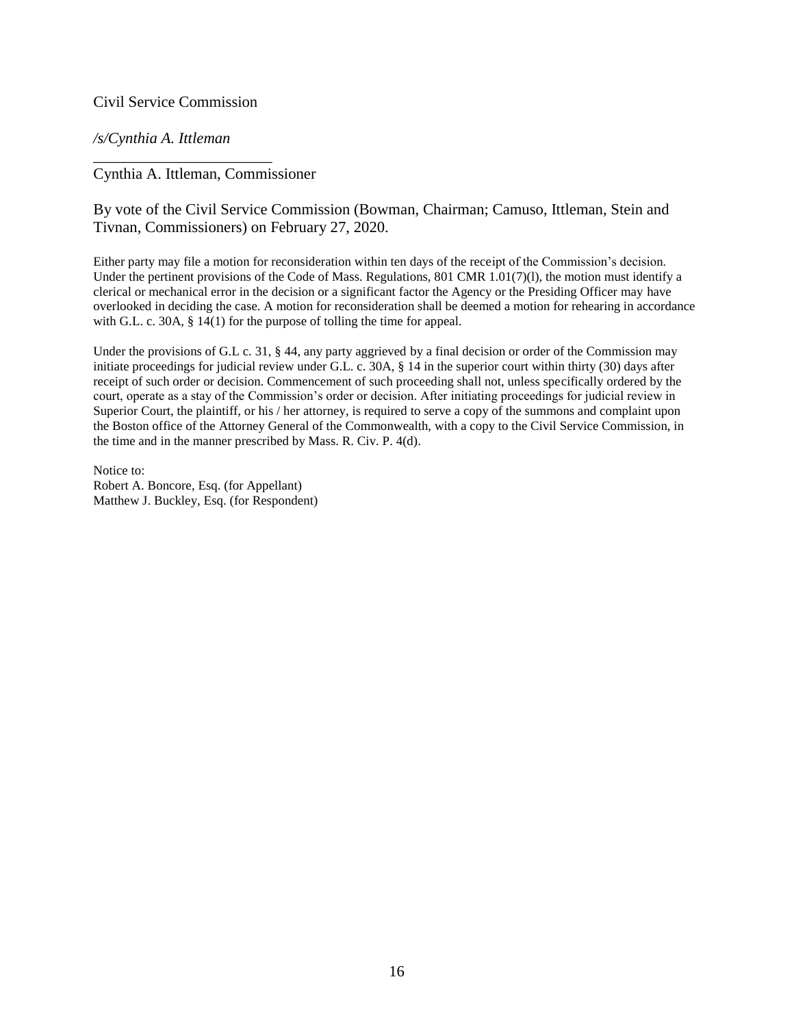Civil Service Commission

*/s/Cynthia A. Ittleman*

\_\_\_\_\_\_\_\_\_\_\_\_\_\_\_\_\_\_\_\_\_\_\_\_

Cynthia A. Ittleman, Commissioner

By vote of the Civil Service Commission (Bowman, Chairman; Camuso, Ittleman, Stein and Tivnan, Commissioners) on February 27, 2020.

Either party may file a motion for reconsideration within ten days of the receipt of the Commission's decision. Under the pertinent provisions of the Code of Mass. Regulations, 801 CMR 1.01(7)(l), the motion must identify a clerical or mechanical error in the decision or a significant factor the Agency or the Presiding Officer may have overlooked in deciding the case. A motion for reconsideration shall be deemed a motion for rehearing in accordance with G.L. c. 30A, § 14(1) for the purpose of tolling the time for appeal.

Under the provisions of G.L c. 31, § 44, any party aggrieved by a final decision or order of the Commission may initiate proceedings for judicial review under G.L. c. 30A, § 14 in the superior court within thirty (30) days after receipt of such order or decision. Commencement of such proceeding shall not, unless specifically ordered by the court, operate as a stay of the Commission's order or decision. After initiating proceedings for judicial review in Superior Court, the plaintiff, or his / her attorney, is required to serve a copy of the summons and complaint upon the Boston office of the Attorney General of the Commonwealth, with a copy to the Civil Service Commission, in the time and in the manner prescribed by Mass. R. Civ. P. 4(d).

Notice to:
Robert A. Boncore, Esq. (for Appellant)
Matthew J. Buckley, Esq. (for Respondent)